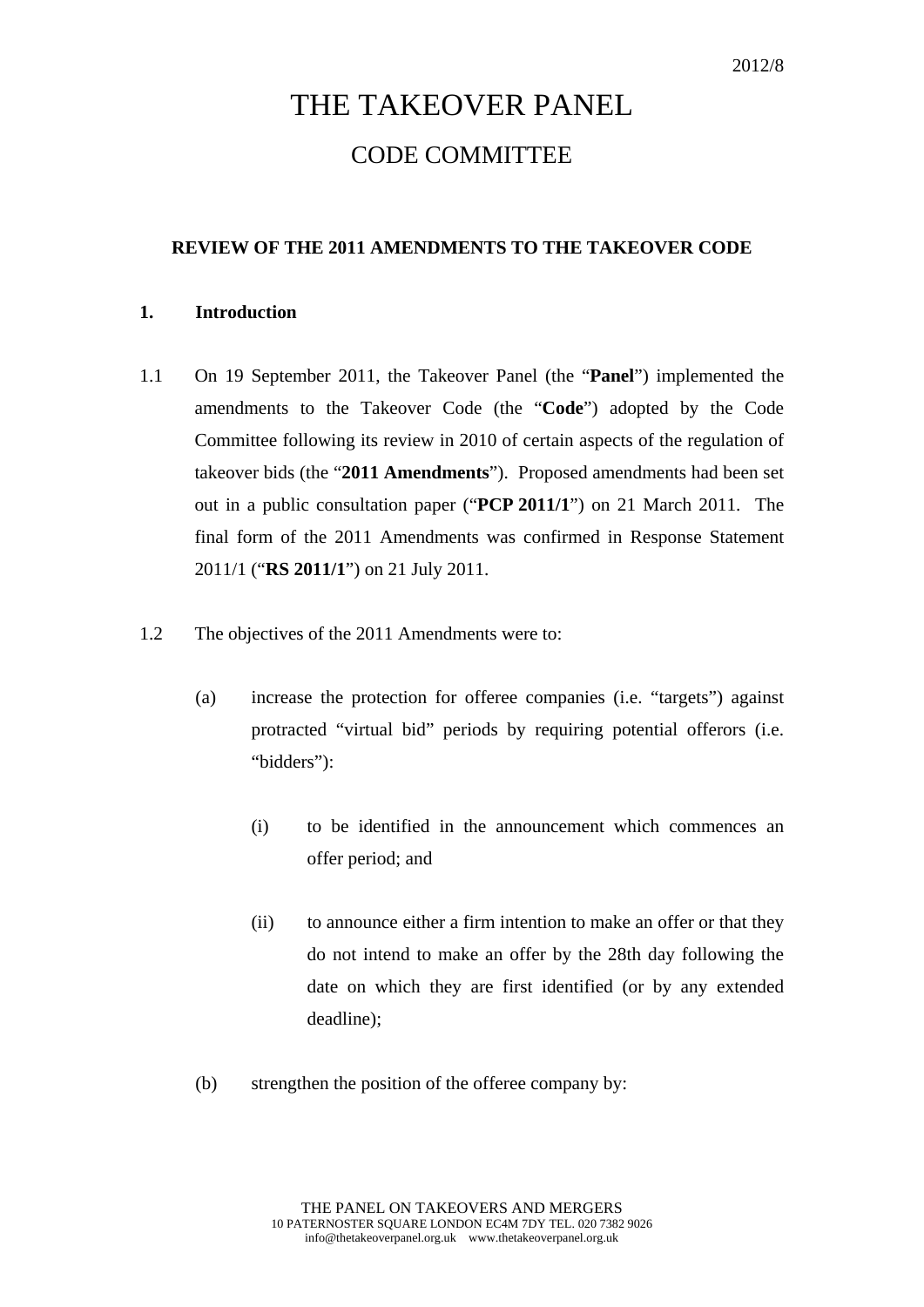2012/8

# THE TAKEOVER PANEL

## CODE COMMITTEE

**REVIEW OF THE 2011 AMENDMENTS TO THE TAKEOVER CODE**

**1. Introduction**

1.1 On 19 September 2011, the Takeover Panel (the "**Panel**") implemented the amendments to the Takeover Code (the "**Code**") adopted by the Code Committee following its review in 2010 of certain aspects of the regulation of takeover bids (the "**2011 Amendments**"). Proposed amendments had been set out in a public consultation paper ("**PCP 2011/1**") on 21 March 2011. The final form of the 2011 Amendments was confirmed in Response Statement 2011/1 ("**RS 2011/1**") on 21 July 2011.

1.2 The objectives of the 2011 Amendments were to:

(a) increase the protection for offeree companies (i.e. "targets") against protracted "virtual bid" periods by requiring potential offerors (i.e. "bidders"):

(i) to be identified in the announcement which commences an offer period; and

(ii) to announce either a firm intention to make an offer or that they do not intend to make an offer by the 28th day following the date on which they are first identified (or by any extended deadline);

(b) strengthen the position of the offeree company by: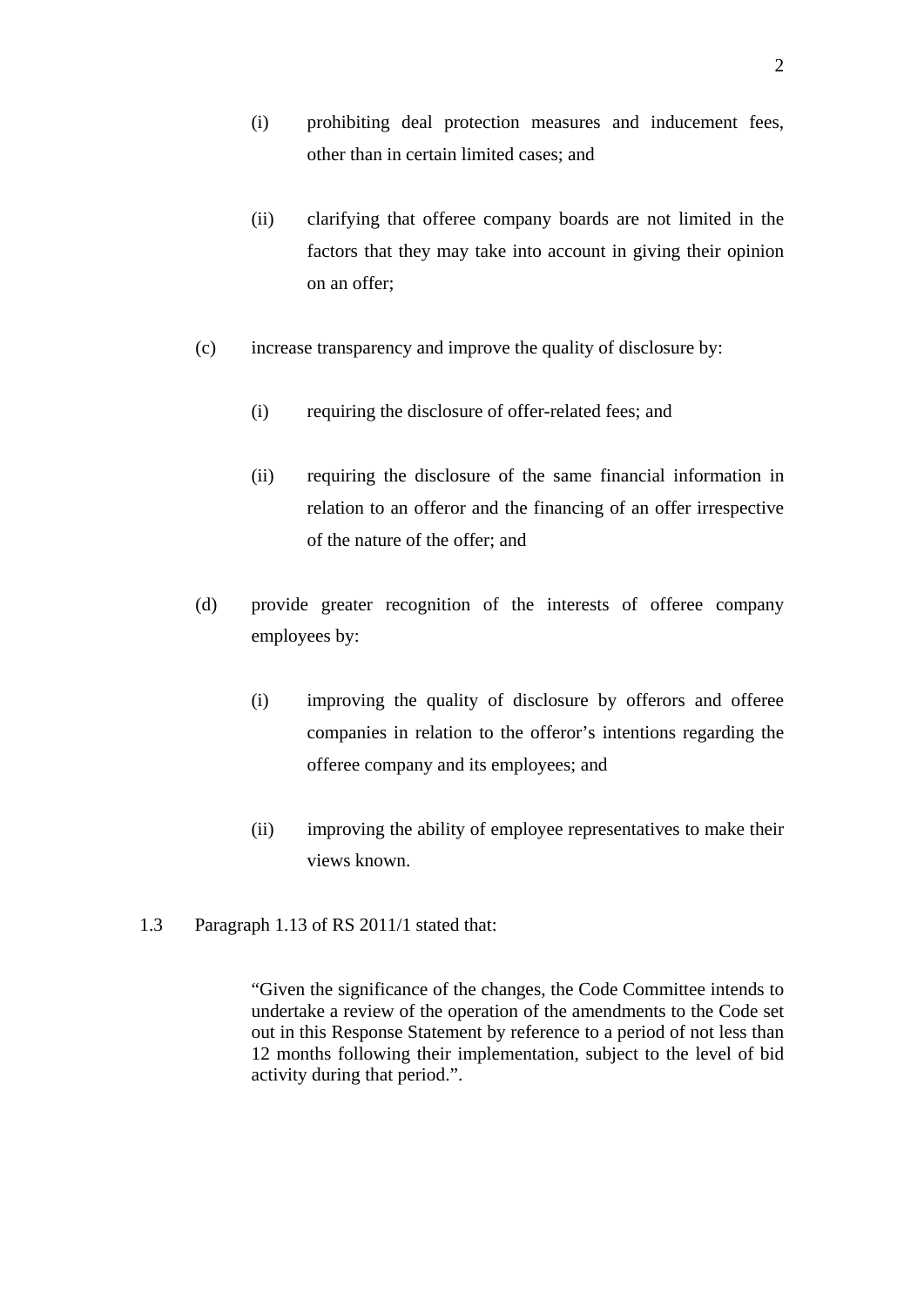(i) prohibiting deal protection measures and inducement fees, other than in certain limited cases; and

   (ii) clarifying that offeree company boards are not limited in the factors that they may take into account in giving their opinion on an offer;

(c) increase transparency and improve the quality of disclosure by:

   (i) requiring the disclosure of offer-related fees; and

   (ii) requiring the disclosure of the same financial information in relation to an offeror and the financing of an offer irrespective of the nature of the offer; and

(d) provide greater recognition of the interests of offeree company employees by:

   (i) improving the quality of disclosure by offerors and offeree companies in relation to the offeror's intentions regarding the offeree company and its employees; and

   (ii) improving the ability of employee representatives to make their views known.

1.3 Paragraph 1.13 of RS 2011/1 stated that:

> "Given the significance of the changes, the Code Committee intends to undertake a review of the operation of the amendments to the Code set out in this Response Statement by reference to a period of not less than 12 months following their implementation, subject to the level of bid activity during that period.".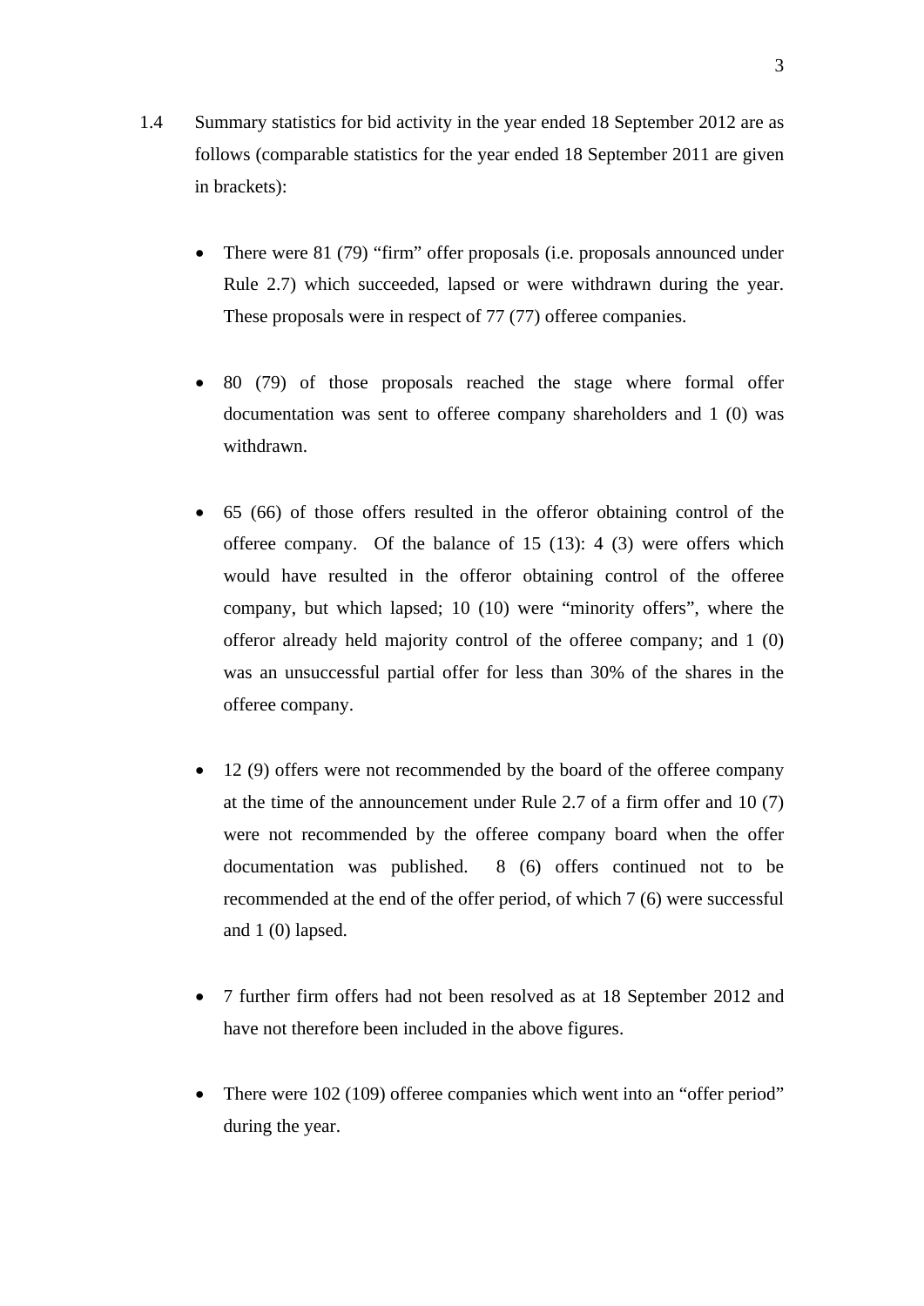1.4 Summary statistics for bid activity in the year ended 18 September 2012 are as follows (comparable statistics for the year ended 18 September 2011 are given in brackets):

- There were 81 (79) "firm" offer proposals (i.e. proposals announced under Rule 2.7) which succeeded, lapsed or were withdrawn during the year. These proposals were in respect of 77 (77) offeree companies.

- 80 (79) of those proposals reached the stage where formal offer documentation was sent to offeree company shareholders and 1 (0) was withdrawn.

- 65 (66) of those offers resulted in the offeror obtaining control of the offeree company. Of the balance of 15 (13): 4 (3) were offers which would have resulted in the offeror obtaining control of the offeree company, but which lapsed; 10 (10) were "minority offers", where the offeror already held majority control of the offeree company; and 1 (0) was an unsuccessful partial offer for less than 30% of the shares in the offeree company.

- 12 (9) offers were not recommended by the board of the offeree company at the time of the announcement under Rule 2.7 of a firm offer and 10 (7) were not recommended by the offeree company board when the offer documentation was published. 8 (6) offers continued not to be recommended at the end of the offer period, of which 7 (6) were successful and 1 (0) lapsed.

- 7 further firm offers had not been resolved as at 18 September 2012 and have not therefore been included in the above figures.

- There were 102 (109) offeree companies which went into an "offer period" during the year.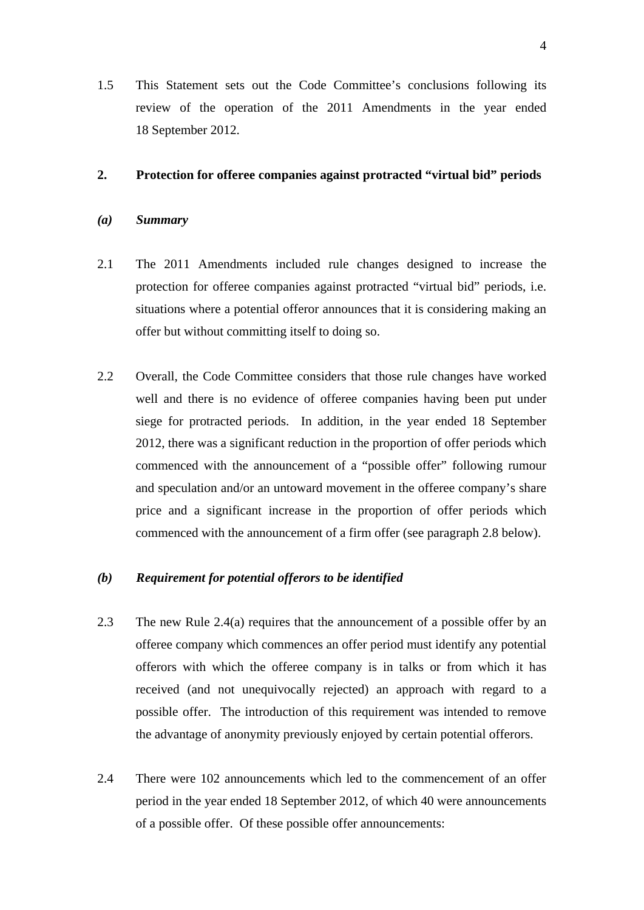1.5 This Statement sets out the Code Committee's conclusions following its review of the operation of the 2011 Amendments in the year ended 18 September 2012.

## 2. Protection for offeree companies against protracted "virtual bid" periods

### *(a) Summary*

2.1 The 2011 Amendments included rule changes designed to increase the protection for offeree companies against protracted "virtual bid" periods, i.e. situations where a potential offeror announces that it is considering making an offer but without committing itself to doing so.

2.2 Overall, the Code Committee considers that those rule changes have worked well and there is no evidence of offeree companies having been put under siege for protracted periods. In addition, in the year ended 18 September 2012, there was a significant reduction in the proportion of offer periods which commenced with the announcement of a "possible offer" following rumour and speculation and/or an untoward movement in the offeree company's share price and a significant increase in the proportion of offer periods which commenced with the announcement of a firm offer (see paragraph 2.8 below).

### *(b) Requirement for potential offerors to be identified*

2.3 The new Rule 2.4(a) requires that the announcement of a possible offer by an offeree company which commences an offer period must identify any potential offerors with which the offeree company is in talks or from which it has received (and not unequivocally rejected) an approach with regard to a possible offer. The introduction of this requirement was intended to remove the advantage of anonymity previously enjoyed by certain potential offerors.

2.4 There were 102 announcements which led to the commencement of an offer period in the year ended 18 September 2012, of which 40 were announcements of a possible offer. Of these possible offer announcements: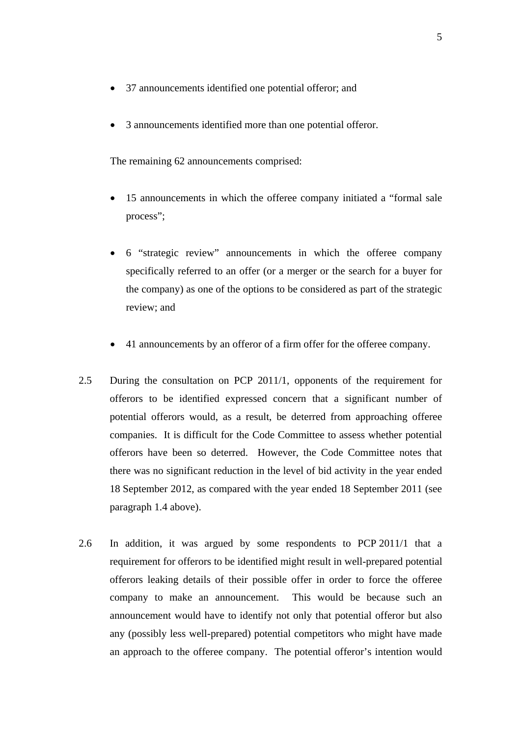- 37 announcements identified one potential offeror; and
- 3 announcements identified more than one potential offeror.

The remaining 62 announcements comprised:

- 15 announcements in which the offeree company initiated a "formal sale process";
- 6 "strategic review" announcements in which the offeree company specifically referred to an offer (or a merger or the search for a buyer for the company) as one of the options to be considered as part of the strategic review; and
- 41 announcements by an offeror of a firm offer for the offeree company.

2.5 During the consultation on PCP 2011/1, opponents of the requirement for offerors to be identified expressed concern that a significant number of potential offerors would, as a result, be deterred from approaching offeree companies. It is difficult for the Code Committee to assess whether potential offerors have been so deterred. However, the Code Committee notes that there was no significant reduction in the level of bid activity in the year ended 18 September 2012, as compared with the year ended 18 September 2011 (see paragraph 1.4 above).

2.6 In addition, it was argued by some respondents to PCP 2011/1 that a requirement for offerors to be identified might result in well-prepared potential offerors leaking details of their possible offer in order to force the offeree company to make an announcement. This would be because such an announcement would have to identify not only that potential offeror but also any (possibly less well-prepared) potential competitors who might have made an approach to the offeree company. The potential offeror's intention would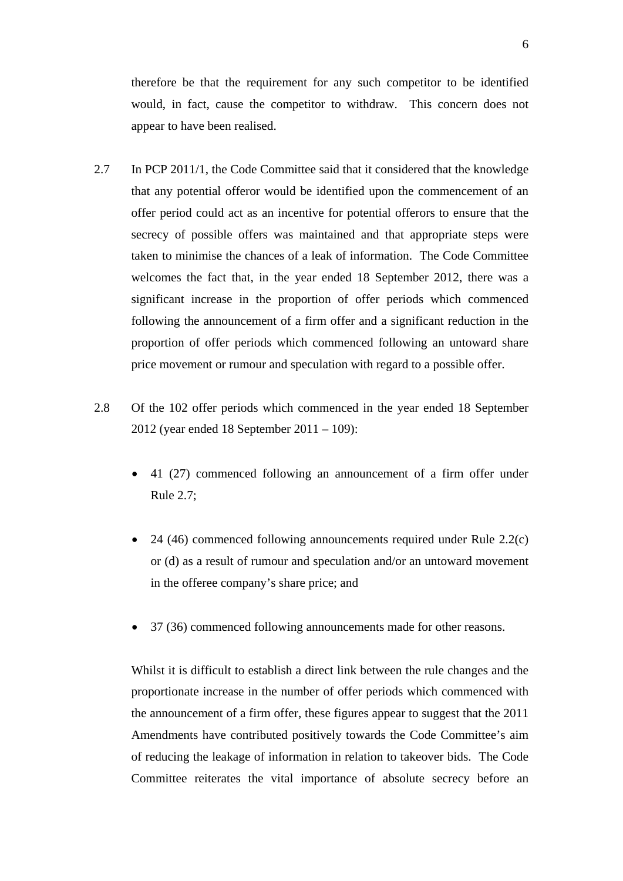therefore be that the requirement for any such competitor to be identified would, in fact, cause the competitor to withdraw. This concern does not appear to have been realised.

2.7 In PCP 2011/1, the Code Committee said that it considered that the knowledge that any potential offeror would be identified upon the commencement of an offer period could act as an incentive for potential offerors to ensure that the secrecy of possible offers was maintained and that appropriate steps were taken to minimise the chances of a leak of information. The Code Committee welcomes the fact that, in the year ended 18 September 2012, there was a significant increase in the proportion of offer periods which commenced following the announcement of a firm offer and a significant reduction in the proportion of offer periods which commenced following an untoward share price movement or rumour and speculation with regard to a possible offer.

2.8 Of the 102 offer periods which commenced in the year ended 18 September 2012 (year ended 18 September 2011 – 109):

- 41 (27) commenced following an announcement of a firm offer under Rule 2.7;
- 24 (46) commenced following announcements required under Rule 2.2(c) or (d) as a result of rumour and speculation and/or an untoward movement in the offeree company's share price; and
- 37 (36) commenced following announcements made for other reasons.

Whilst it is difficult to establish a direct link between the rule changes and the proportionate increase in the number of offer periods which commenced with the announcement of a firm offer, these figures appear to suggest that the 2011 Amendments have contributed positively towards the Code Committee's aim of reducing the leakage of information in relation to takeover bids. The Code Committee reiterates the vital importance of absolute secrecy before an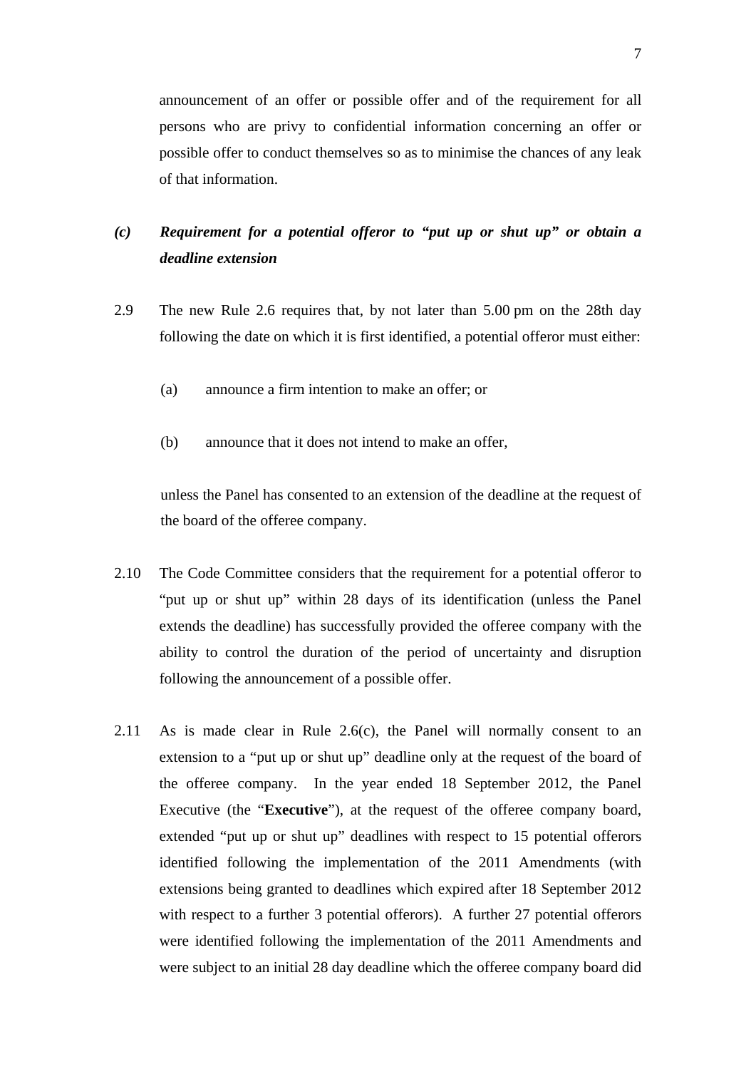announcement of an offer or possible offer and of the requirement for all persons who are privy to confidential information concerning an offer or possible offer to conduct themselves so as to minimise the chances of any leak of that information.

### *(c) Requirement for a potential offeror to "put up or shut up" or obtain a deadline extension*

2.9 The new Rule 2.6 requires that, by not later than 5.00 pm on the 28th day following the date on which it is first identified, a potential offeror must either:

(a) announce a firm intention to make an offer; or

(b) announce that it does not intend to make an offer,

unless the Panel has consented to an extension of the deadline at the request of the board of the offeree company.

2.10 The Code Committee considers that the requirement for a potential offeror to "put up or shut up" within 28 days of its identification (unless the Panel extends the deadline) has successfully provided the offeree company with the ability to control the duration of the period of uncertainty and disruption following the announcement of a possible offer.

2.11 As is made clear in Rule 2.6(c), the Panel will normally consent to an extension to a "put up or shut up" deadline only at the request of the board of the offeree company. In the year ended 18 September 2012, the Panel Executive (the "**Executive**"), at the request of the offeree company board, extended "put up or shut up" deadlines with respect to 15 potential offerors identified following the implementation of the 2011 Amendments (with extensions being granted to deadlines which expired after 18 September 2012 with respect to a further 3 potential offerors). A further 27 potential offerors were identified following the implementation of the 2011 Amendments and were subject to an initial 28 day deadline which the offeree company board did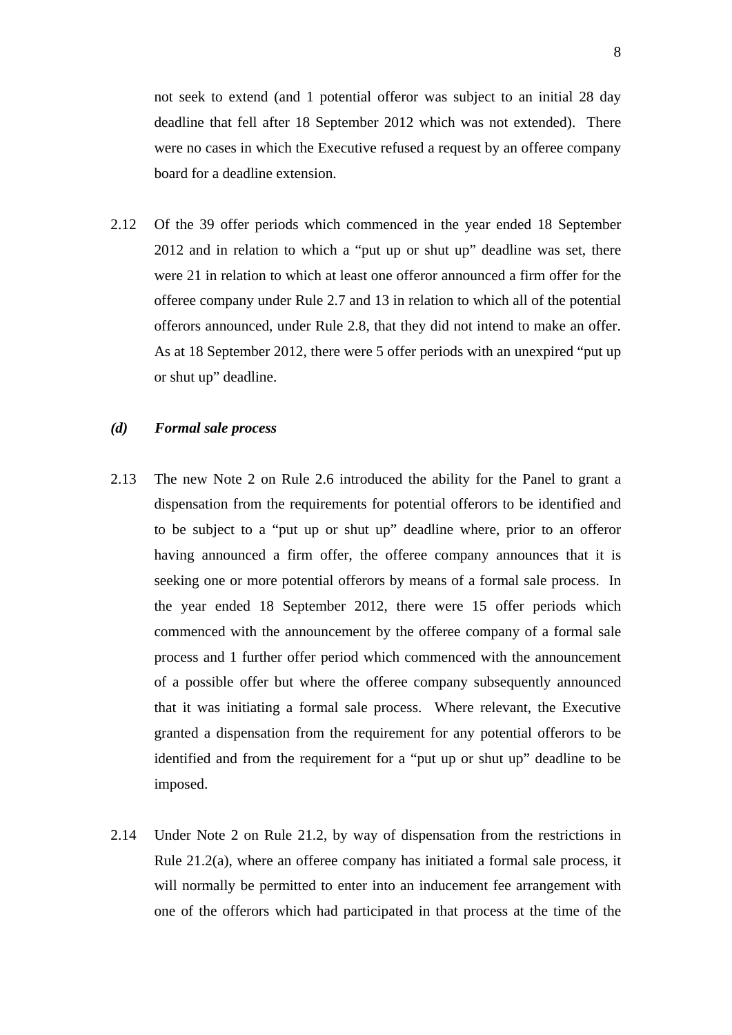not seek to extend (and 1 potential offeror was subject to an initial 28 day deadline that fell after 18 September 2012 which was not extended). There were no cases in which the Executive refused a request by an offeree company board for a deadline extension.

2.12 Of the 39 offer periods which commenced in the year ended 18 September 2012 and in relation to which a "put up or shut up" deadline was set, there were 21 in relation to which at least one offeror announced a firm offer for the offeree company under Rule 2.7 and 13 in relation to which all of the potential offerors announced, under Rule 2.8, that they did not intend to make an offer. As at 18 September 2012, there were 5 offer periods with an unexpired "put up or shut up" deadline.

### *(d) Formal sale process*

2.13 The new Note 2 on Rule 2.6 introduced the ability for the Panel to grant a dispensation from the requirements for potential offerors to be identified and to be subject to a "put up or shut up" deadline where, prior to an offeror having announced a firm offer, the offeree company announces that it is seeking one or more potential offerors by means of a formal sale process. In the year ended 18 September 2012, there were 15 offer periods which commenced with the announcement by the offeree company of a formal sale process and 1 further offer period which commenced with the announcement of a possible offer but where the offeree company subsequently announced that it was initiating a formal sale process. Where relevant, the Executive granted a dispensation from the requirement for any potential offerors to be identified and from the requirement for a "put up or shut up" deadline to be imposed.

2.14 Under Note 2 on Rule 21.2, by way of dispensation from the restrictions in Rule 21.2(a), where an offeree company has initiated a formal sale process, it will normally be permitted to enter into an inducement fee arrangement with one of the offerors which had participated in that process at the time of the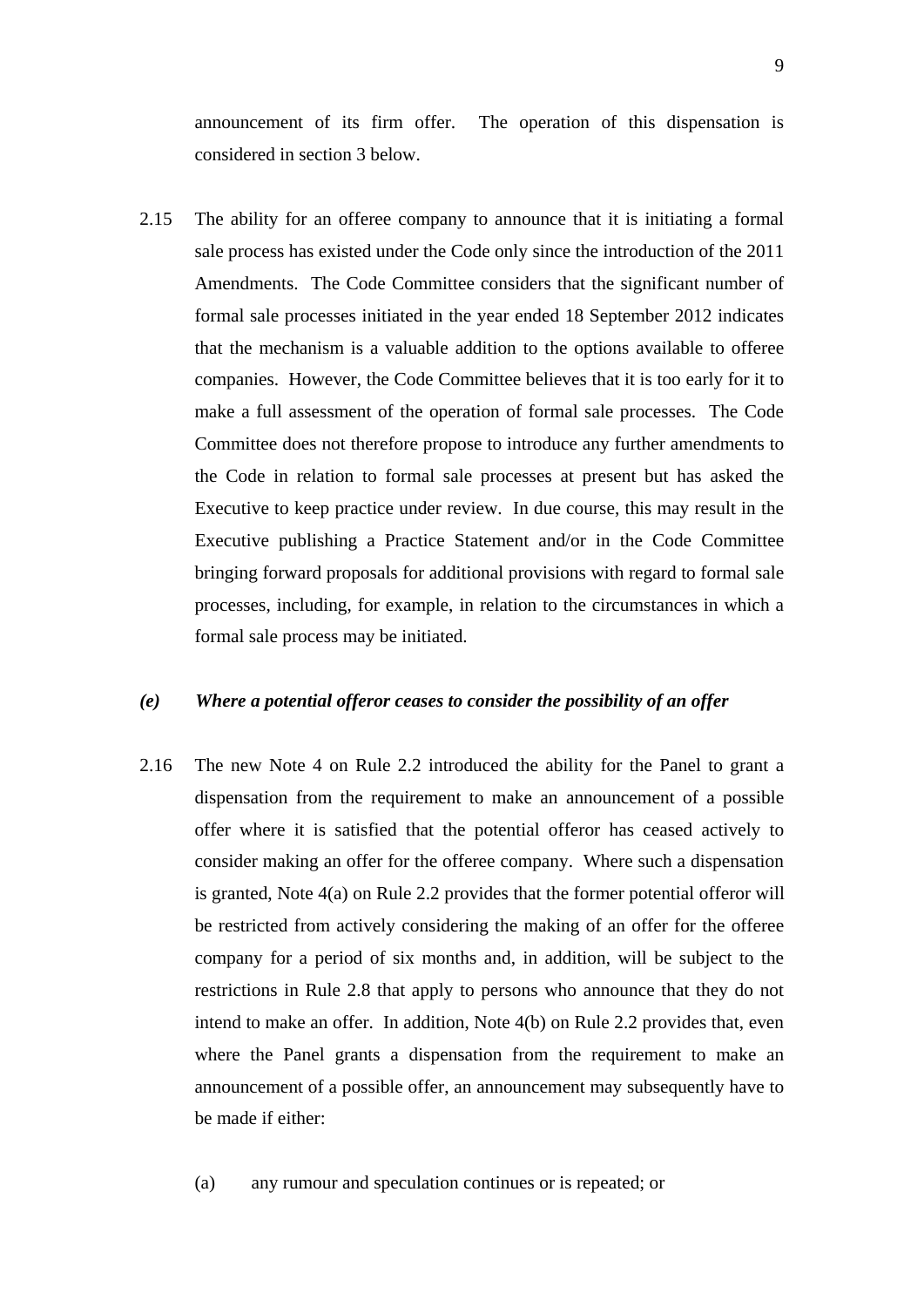announcement of its firm offer. The operation of this dispensation is considered in section 3 below.

2.15 The ability for an offeree company to announce that it is initiating a formal sale process has existed under the Code only since the introduction of the 2011 Amendments. The Code Committee considers that the significant number of formal sale processes initiated in the year ended 18 September 2012 indicates that the mechanism is a valuable addition to the options available to offeree companies. However, the Code Committee believes that it is too early for it to make a full assessment of the operation of formal sale processes. The Code Committee does not therefore propose to introduce any further amendments to the Code in relation to formal sale processes at present but has asked the Executive to keep practice under review. In due course, this may result in the Executive publishing a Practice Statement and/or in the Code Committee bringing forward proposals for additional provisions with regard to formal sale processes, including, for example, in relation to the circumstances in which a formal sale process may be initiated.

***(e) Where a potential offeror ceases to consider the possibility of an offer***

2.16 The new Note 4 on Rule 2.2 introduced the ability for the Panel to grant a dispensation from the requirement to make an announcement of a possible offer where it is satisfied that the potential offeror has ceased actively to consider making an offer for the offeree company. Where such a dispensation is granted, Note 4(a) on Rule 2.2 provides that the former potential offeror will be restricted from actively considering the making of an offer for the offeree company for a period of six months and, in addition, will be subject to the restrictions in Rule 2.8 that apply to persons who announce that they do not intend to make an offer. In addition, Note 4(b) on Rule 2.2 provides that, even where the Panel grants a dispensation from the requirement to make an announcement of a possible offer, an announcement may subsequently have to be made if either:

(a) any rumour and speculation continues or is repeated; or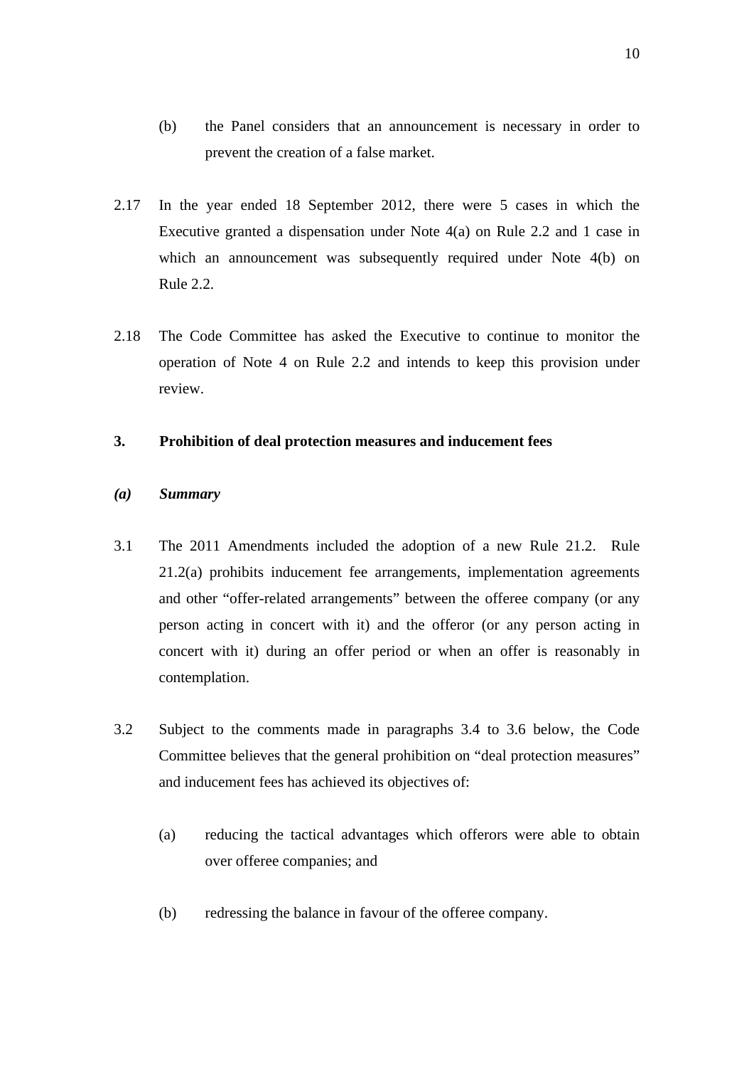(b) the Panel considers that an announcement is necessary in order to prevent the creation of a false market.

2.17 In the year ended 18 September 2012, there were 5 cases in which the Executive granted a dispensation under Note 4(a) on Rule 2.2 and 1 case in which an announcement was subsequently required under Note 4(b) on Rule 2.2.

2.18 The Code Committee has asked the Executive to continue to monitor the operation of Note 4 on Rule 2.2 and intends to keep this provision under review.

## 3. Prohibition of deal protection measures and inducement fees

### *(a) Summary*

3.1 The 2011 Amendments included the adoption of a new Rule 21.2. Rule 21.2(a) prohibits inducement fee arrangements, implementation agreements and other "offer-related arrangements" between the offeree company (or any person acting in concert with it) and the offeror (or any person acting in concert with it) during an offer period or when an offer is reasonably in contemplation.

3.2 Subject to the comments made in paragraphs 3.4 to 3.6 below, the Code Committee believes that the general prohibition on "deal protection measures" and inducement fees has achieved its objectives of:

(a) reducing the tactical advantages which offerors were able to obtain over offeree companies; and

(b) redressing the balance in favour of the offeree company.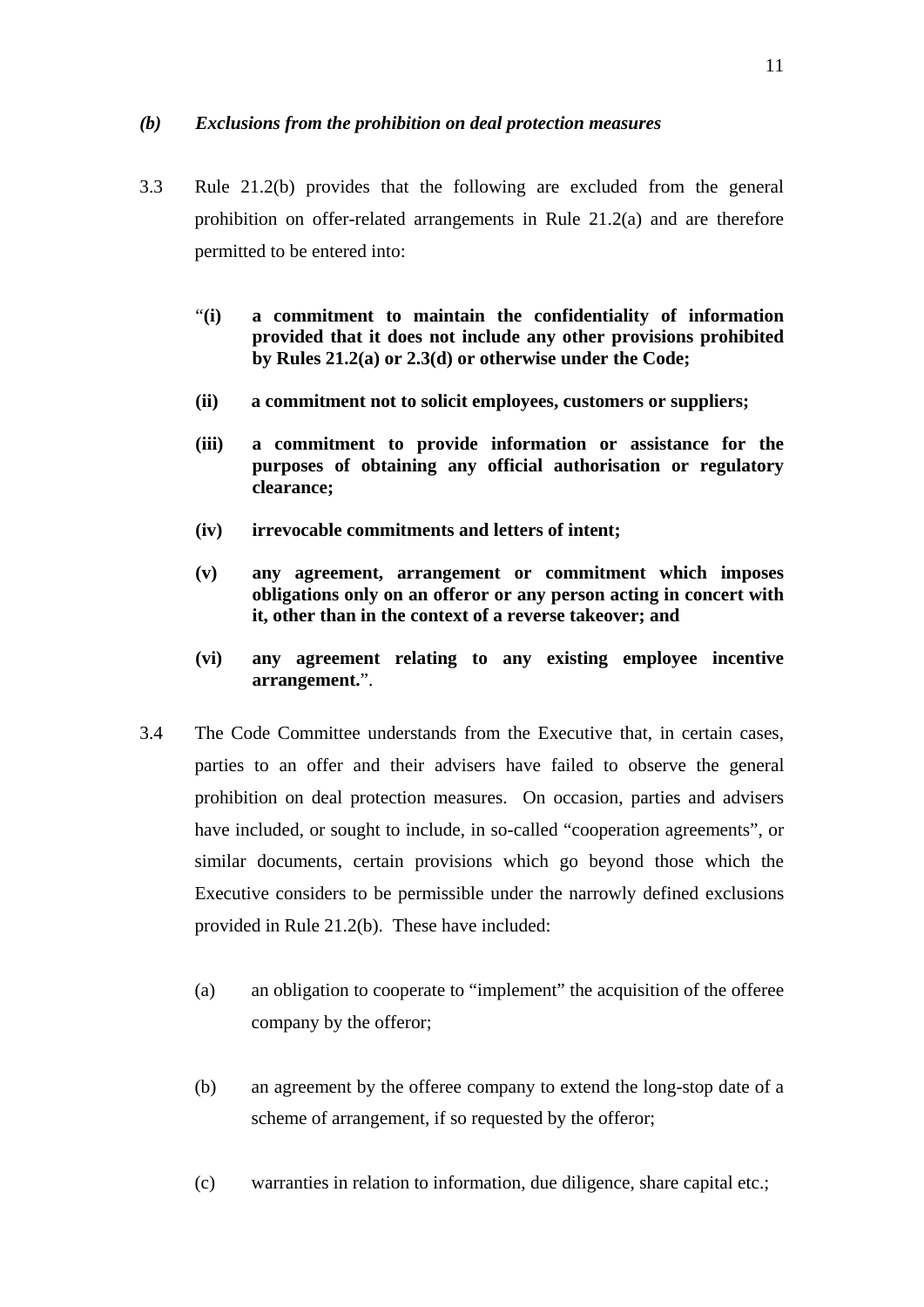### *(b) Exclusions from the prohibition on deal protection measures*

3.3 Rule 21.2(b) provides that the following are excluded from the general prohibition on offer-related arrangements in Rule 21.2(a) and are therefore permitted to be entered into:

> "**(i) a commitment to maintain the confidentiality of information provided that it does not include any other provisions prohibited by Rules 21.2(a) or 2.3(d) or otherwise under the Code;**
>
> **(ii) a commitment not to solicit employees, customers or suppliers;**
>
> **(iii) a commitment to provide information or assistance for the purposes of obtaining any official authorisation or regulatory clearance;**
>
> **(iv) irrevocable commitments and letters of intent;**
>
> **(v) any agreement, arrangement or commitment which imposes obligations only on an offeror or any person acting in concert with it, other than in the context of a reverse takeover; and**
>
> **(vi) any agreement relating to any existing employee incentive arrangement.**".

3.4 The Code Committee understands from the Executive that, in certain cases, parties to an offer and their advisers have failed to observe the general prohibition on deal protection measures. On occasion, parties and advisers have included, or sought to include, in so-called "cooperation agreements", or similar documents, certain provisions which go beyond those which the Executive considers to be permissible under the narrowly defined exclusions provided in Rule 21.2(b). These have included:

(a) an obligation to cooperate to "implement" the acquisition of the offeree company by the offeror;

(b) an agreement by the offeree company to extend the long-stop date of a scheme of arrangement, if so requested by the offeror;

(c) warranties in relation to information, due diligence, share capital etc.;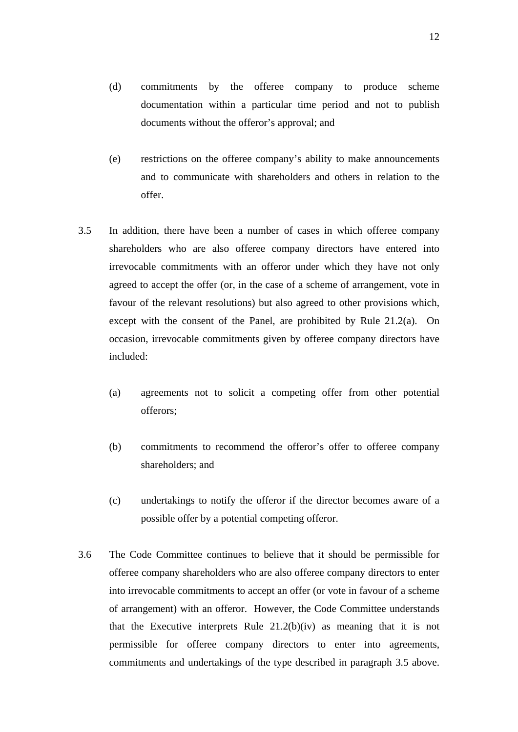(d) commitments by the offeree company to produce scheme documentation within a particular time period and not to publish documents without the offeror's approval; and

(e) restrictions on the offeree company's ability to make announcements and to communicate with shareholders and others in relation to the offer.

3.5 In addition, there have been a number of cases in which offeree company shareholders who are also offeree company directors have entered into irrevocable commitments with an offeror under which they have not only agreed to accept the offer (or, in the case of a scheme of arrangement, vote in favour of the relevant resolutions) but also agreed to other provisions which, except with the consent of the Panel, are prohibited by Rule 21.2(a). On occasion, irrevocable commitments given by offeree company directors have included:

(a) agreements not to solicit a competing offer from other potential offerors;

(b) commitments to recommend the offeror's offer to offeree company shareholders; and

(c) undertakings to notify the offeror if the director becomes aware of a possible offer by a potential competing offeror.

3.6 The Code Committee continues to believe that it should be permissible for offeree company shareholders who are also offeree company directors to enter into irrevocable commitments to accept an offer (or vote in favour of a scheme of arrangement) with an offeror. However, the Code Committee understands that the Executive interprets Rule 21.2(b)(iv) as meaning that it is not permissible for offeree company directors to enter into agreements, commitments and undertakings of the type described in paragraph 3.5 above.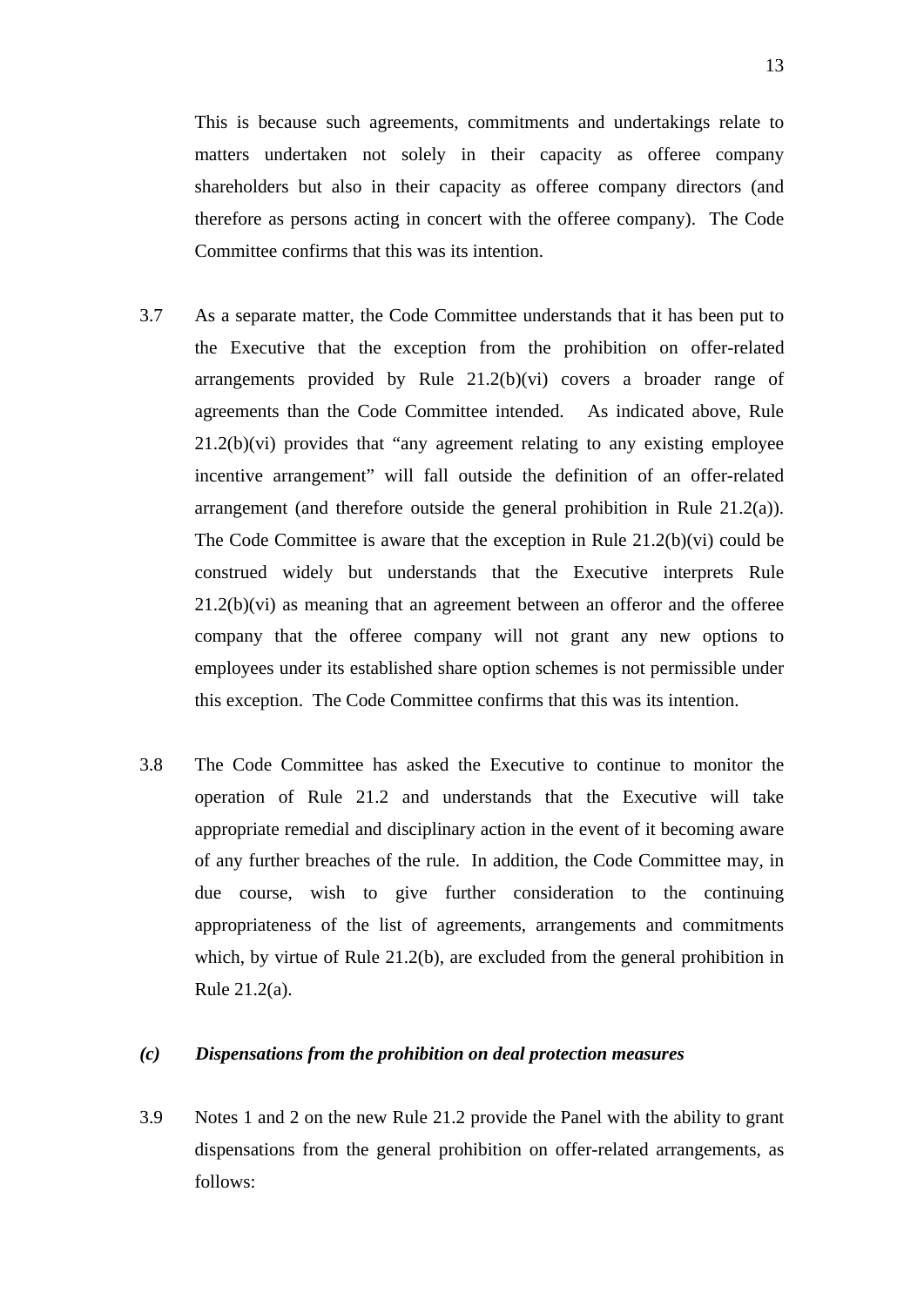This is because such agreements, commitments and undertakings relate to matters undertaken not solely in their capacity as offeree company shareholders but also in their capacity as offeree company directors (and therefore as persons acting in concert with the offeree company). The Code Committee confirms that this was its intention.

3.7 As a separate matter, the Code Committee understands that it has been put to the Executive that the exception from the prohibition on offer-related arrangements provided by Rule 21.2(b)(vi) covers a broader range of agreements than the Code Committee intended. As indicated above, Rule 21.2(b)(vi) provides that "any agreement relating to any existing employee incentive arrangement" will fall outside the definition of an offer-related arrangement (and therefore outside the general prohibition in Rule 21.2(a)). The Code Committee is aware that the exception in Rule 21.2(b)(vi) could be construed widely but understands that the Executive interprets Rule 21.2(b)(vi) as meaning that an agreement between an offeror and the offeree company that the offeree company will not grant any new options to employees under its established share option schemes is not permissible under this exception. The Code Committee confirms that this was its intention.

3.8 The Code Committee has asked the Executive to continue to monitor the operation of Rule 21.2 and understands that the Executive will take appropriate remedial and disciplinary action in the event of it becoming aware of any further breaches of the rule. In addition, the Code Committee may, in due course, wish to give further consideration to the continuing appropriateness of the list of agreements, arrangements and commitments which, by virtue of Rule 21.2(b), are excluded from the general prohibition in Rule 21.2(a).

### *(c) Dispensations from the prohibition on deal protection measures*

3.9 Notes 1 and 2 on the new Rule 21.2 provide the Panel with the ability to grant dispensations from the general prohibition on offer-related arrangements, as follows: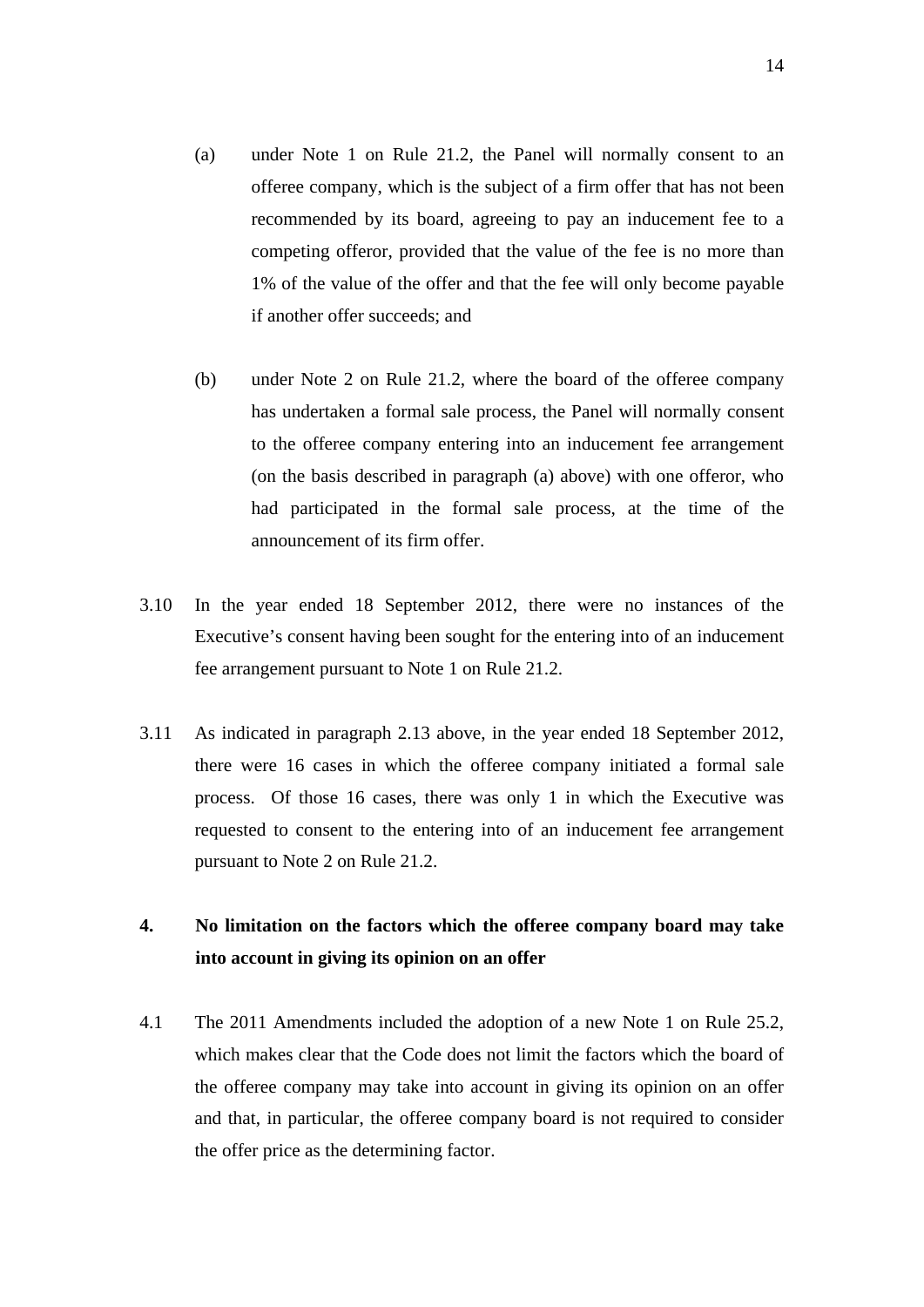(a) under Note 1 on Rule 21.2, the Panel will normally consent to an offeree company, which is the subject of a firm offer that has not been recommended by its board, agreeing to pay an inducement fee to a competing offeror, provided that the value of the fee is no more than 1% of the value of the offer and that the fee will only become payable if another offer succeeds; and

(b) under Note 2 on Rule 21.2, where the board of the offeree company has undertaken a formal sale process, the Panel will normally consent to the offeree company entering into an inducement fee arrangement (on the basis described in paragraph (a) above) with one offeror, who had participated in the formal sale process, at the time of the announcement of its firm offer.

3.10 In the year ended 18 September 2012, there were no instances of the Executive's consent having been sought for the entering into of an inducement fee arrangement pursuant to Note 1 on Rule 21.2.

3.11 As indicated in paragraph 2.13 above, in the year ended 18 September 2012, there were 16 cases in which the offeree company initiated a formal sale process. Of those 16 cases, there was only 1 in which the Executive was requested to consent to the entering into of an inducement fee arrangement pursuant to Note 2 on Rule 21.2.

## 4. No limitation on the factors which the offeree company board may take into account in giving its opinion on an offer

4.1 The 2011 Amendments included the adoption of a new Note 1 on Rule 25.2, which makes clear that the Code does not limit the factors which the board of the offeree company may take into account in giving its opinion on an offer and that, in particular, the offeree company board is not required to consider the offer price as the determining factor.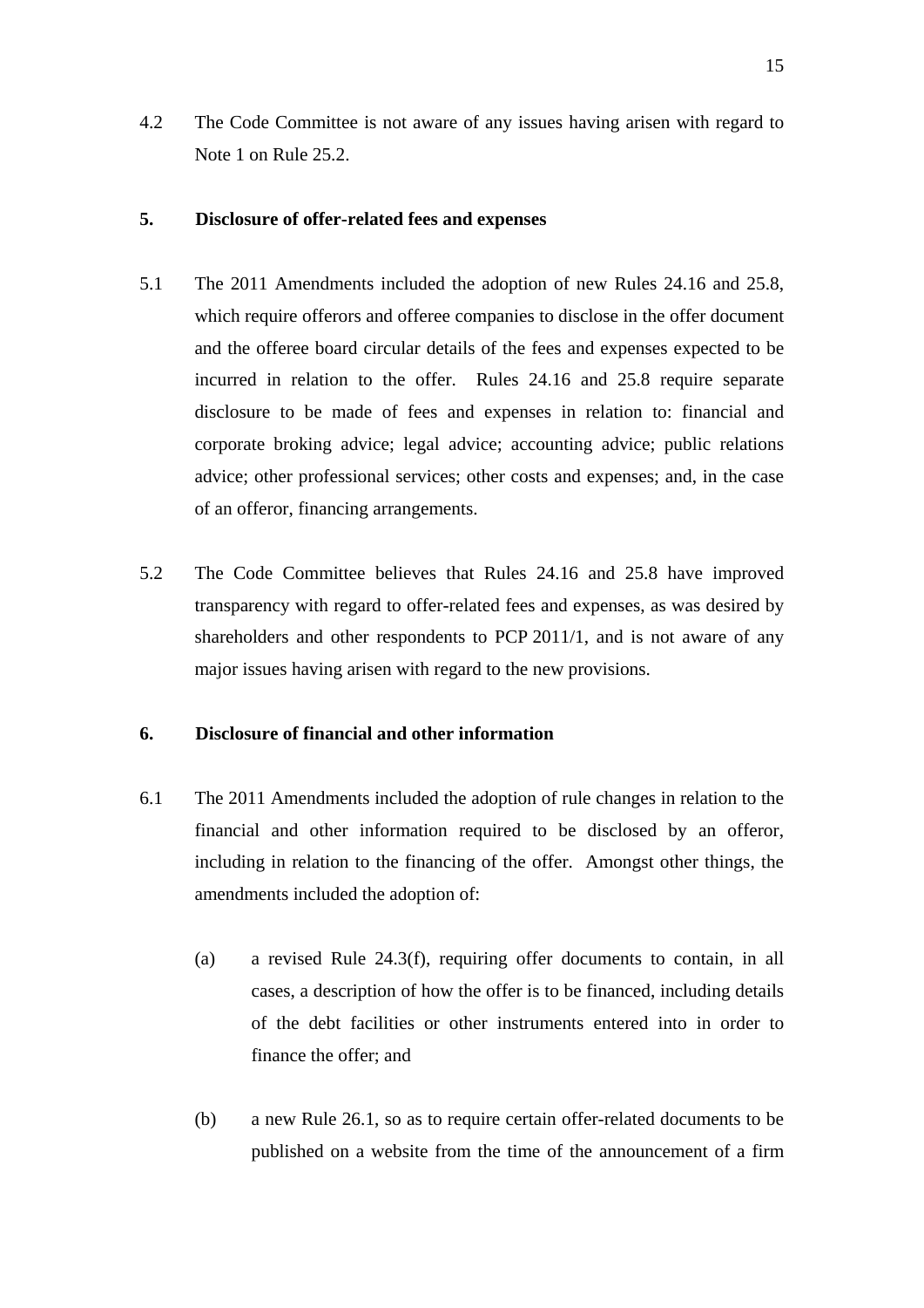4.2 The Code Committee is not aware of any issues having arisen with regard to Note 1 on Rule 25.2.

## 5. Disclosure of offer-related fees and expenses

5.1 The 2011 Amendments included the adoption of new Rules 24.16 and 25.8, which require offerors and offeree companies to disclose in the offer document and the offeree board circular details of the fees and expenses expected to be incurred in relation to the offer. Rules 24.16 and 25.8 require separate disclosure to be made of fees and expenses in relation to: financial and corporate broking advice; legal advice; accounting advice; public relations advice; other professional services; other costs and expenses; and, in the case of an offeror, financing arrangements.

5.2 The Code Committee believes that Rules 24.16 and 25.8 have improved transparency with regard to offer-related fees and expenses, as was desired by shareholders and other respondents to PCP 2011/1, and is not aware of any major issues having arisen with regard to the new provisions.

## 6. Disclosure of financial and other information

6.1 The 2011 Amendments included the adoption of rule changes in relation to the financial and other information required to be disclosed by an offeror, including in relation to the financing of the offer. Amongst other things, the amendments included the adoption of:

(a) a revised Rule 24.3(f), requiring offer documents to contain, in all cases, a description of how the offer is to be financed, including details of the debt facilities or other instruments entered into in order to finance the offer; and

(b) a new Rule 26.1, so as to require certain offer-related documents to be published on a website from the time of the announcement of a firm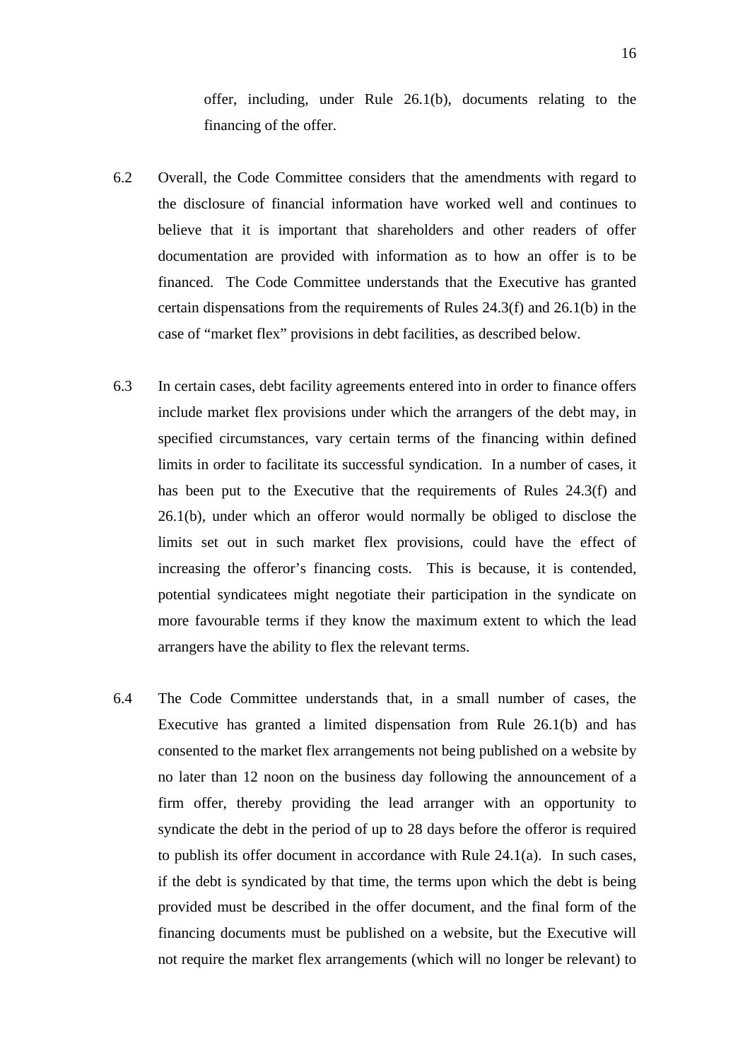offer, including, under Rule 26.1(b), documents relating to the financing of the offer.

6.2 Overall, the Code Committee considers that the amendments with regard to the disclosure of financial information have worked well and continues to believe that it is important that shareholders and other readers of offer documentation are provided with information as to how an offer is to be financed. The Code Committee understands that the Executive has granted certain dispensations from the requirements of Rules 24.3(f) and 26.1(b) in the case of "market flex" provisions in debt facilities, as described below.

6.3 In certain cases, debt facility agreements entered into in order to finance offers include market flex provisions under which the arrangers of the debt may, in specified circumstances, vary certain terms of the financing within defined limits in order to facilitate its successful syndication. In a number of cases, it has been put to the Executive that the requirements of Rules 24.3(f) and 26.1(b), under which an offeror would normally be obliged to disclose the limits set out in such market flex provisions, could have the effect of increasing the offeror's financing costs. This is because, it is contended, potential syndicatees might negotiate their participation in the syndicate on more favourable terms if they know the maximum extent to which the lead arrangers have the ability to flex the relevant terms.

6.4 The Code Committee understands that, in a small number of cases, the Executive has granted a limited dispensation from Rule 26.1(b) and has consented to the market flex arrangements not being published on a website by no later than 12 noon on the business day following the announcement of a firm offer, thereby providing the lead arranger with an opportunity to syndicate the debt in the period of up to 28 days before the offeror is required to publish its offer document in accordance with Rule 24.1(a). In such cases, if the debt is syndicated by that time, the terms upon which the debt is being provided must be described in the offer document, and the final form of the financing documents must be published on a website, but the Executive will not require the market flex arrangements (which will no longer be relevant) to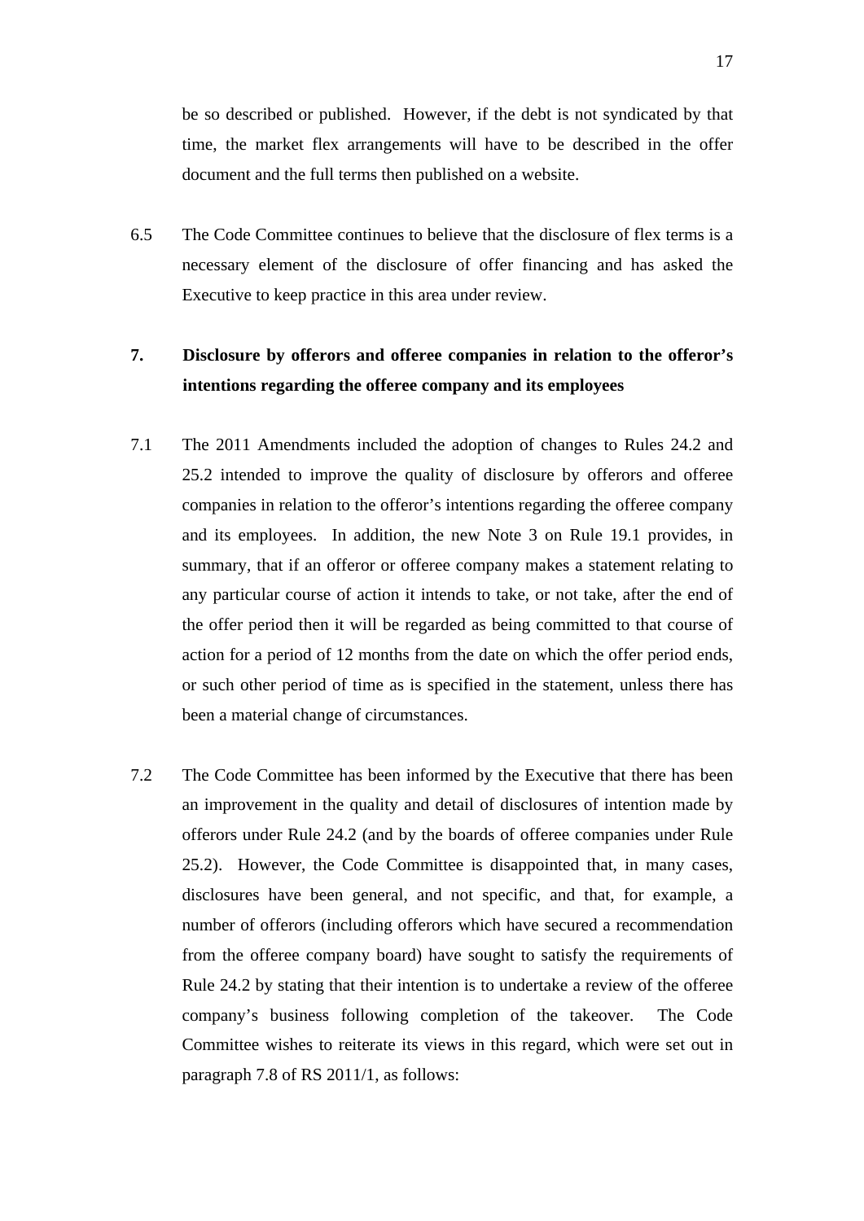be so described or published. However, if the debt is not syndicated by that time, the market flex arrangements will have to be described in the offer document and the full terms then published on a website.

6.5 The Code Committee continues to believe that the disclosure of flex terms is a necessary element of the disclosure of offer financing and has asked the Executive to keep practice in this area under review.

## 7. Disclosure by offerors and offeree companies in relation to the offeror's intentions regarding the offeree company and its employees

7.1 The 2011 Amendments included the adoption of changes to Rules 24.2 and 25.2 intended to improve the quality of disclosure by offerors and offeree companies in relation to the offeror's intentions regarding the offeree company and its employees. In addition, the new Note 3 on Rule 19.1 provides, in summary, that if an offeror or offeree company makes a statement relating to any particular course of action it intends to take, or not take, after the end of the offer period then it will be regarded as being committed to that course of action for a period of 12 months from the date on which the offer period ends, or such other period of time as is specified in the statement, unless there has been a material change of circumstances.

7.2 The Code Committee has been informed by the Executive that there has been an improvement in the quality and detail of disclosures of intention made by offerors under Rule 24.2 (and by the boards of offeree companies under Rule 25.2). However, the Code Committee is disappointed that, in many cases, disclosures have been general, and not specific, and that, for example, a number of offerors (including offerors which have secured a recommendation from the offeree company board) have sought to satisfy the requirements of Rule 24.2 by stating that their intention is to undertake a review of the offeree company's business following completion of the takeover. The Code Committee wishes to reiterate its views in this regard, which were set out in paragraph 7.8 of RS 2011/1, as follows: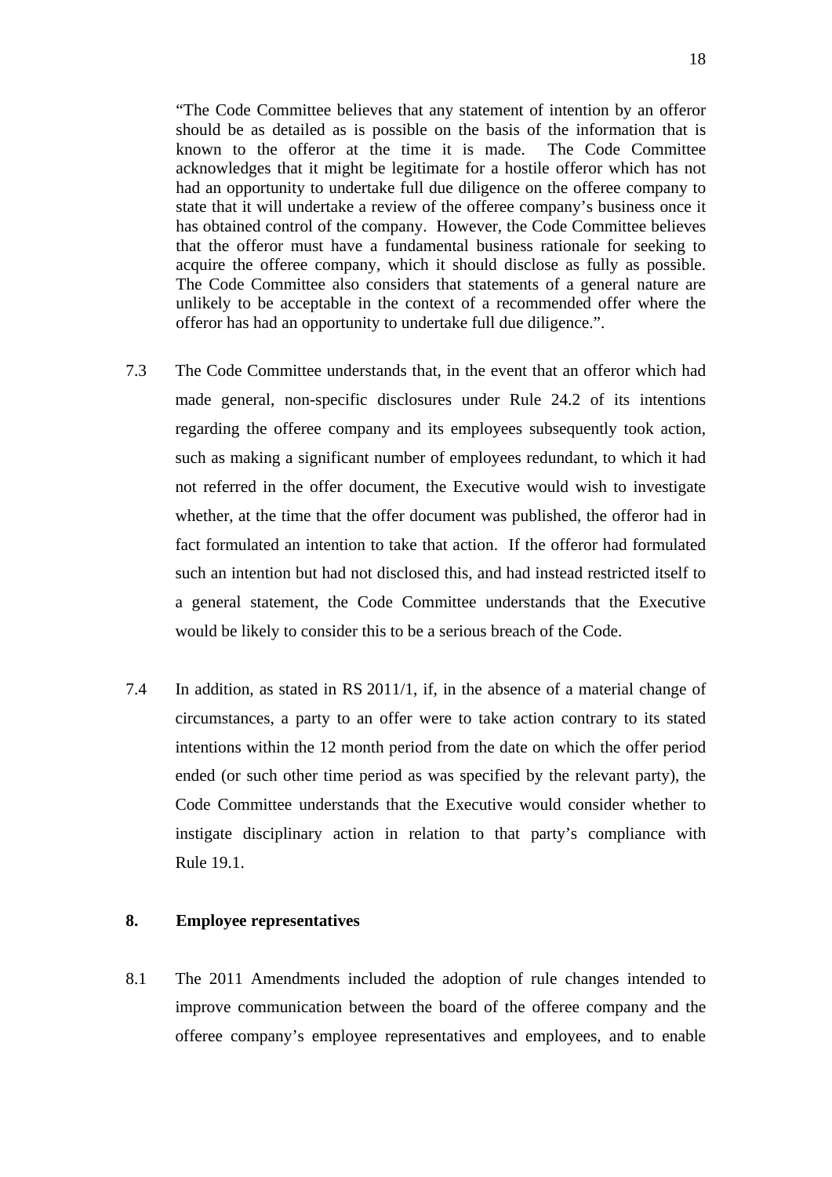> "The Code Committee believes that any statement of intention by an offeror should be as detailed as is possible on the basis of the information that is known to the offeror at the time it is made. The Code Committee acknowledges that it might be legitimate for a hostile offeror which has not had an opportunity to undertake full due diligence on the offeree company to state that it will undertake a review of the offeree company's business once it has obtained control of the company. However, the Code Committee believes that the offeror must have a fundamental business rationale for seeking to acquire the offeree company, which it should disclose as fully as possible. The Code Committee also considers that statements of a general nature are unlikely to be acceptable in the context of a recommended offer where the offeror has had an opportunity to undertake full due diligence.".

7.3 The Code Committee understands that, in the event that an offeror which had made general, non-specific disclosures under Rule 24.2 of its intentions regarding the offeree company and its employees subsequently took action, such as making a significant number of employees redundant, to which it had not referred in the offer document, the Executive would wish to investigate whether, at the time that the offer document was published, the offeror had in fact formulated an intention to take that action. If the offeror had formulated such an intention but had not disclosed this, and had instead restricted itself to a general statement, the Code Committee understands that the Executive would be likely to consider this to be a serious breach of the Code.

7.4 In addition, as stated in RS 2011/1, if, in the absence of a material change of circumstances, a party to an offer were to take action contrary to its stated intentions within the 12 month period from the date on which the offer period ended (or such other time period as was specified by the relevant party), the Code Committee understands that the Executive would consider whether to instigate disciplinary action in relation to that party's compliance with Rule 19.1.

## 8. Employee representatives

8.1 The 2011 Amendments included the adoption of rule changes intended to improve communication between the board of the offeree company and the offeree company's employee representatives and employees, and to enable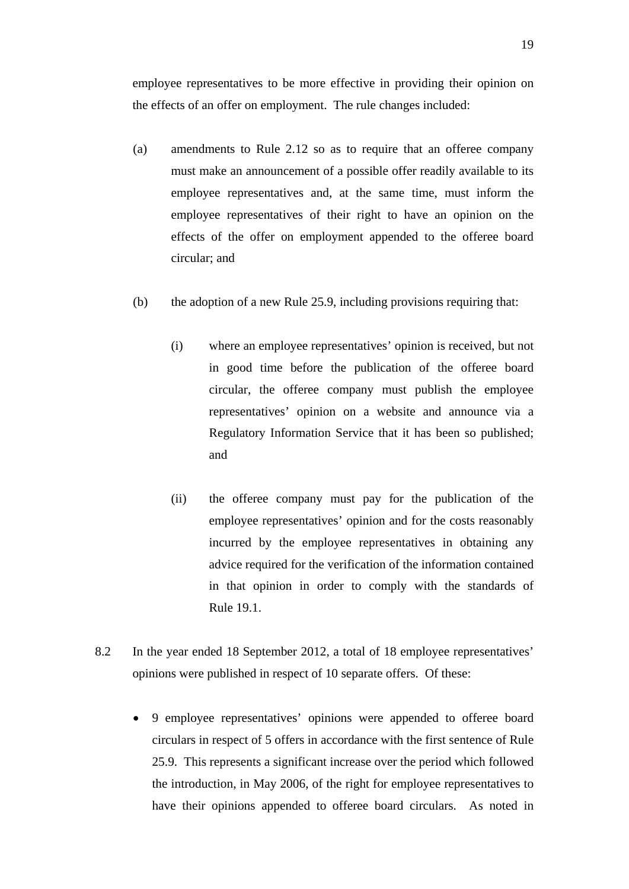employee representatives to be more effective in providing their opinion on the effects of an offer on employment. The rule changes included:

(a) amendments to Rule 2.12 so as to require that an offeree company must make an announcement of a possible offer readily available to its employee representatives and, at the same time, must inform the employee representatives of their right to have an opinion on the effects of the offer on employment appended to the offeree board circular; and

(b) the adoption of a new Rule 25.9, including provisions requiring that:

   (i) where an employee representatives' opinion is received, but not in good time before the publication of the offeree board circular, the offeree company must publish the employee representatives' opinion on a website and announce via a Regulatory Information Service that it has been so published; and

   (ii) the offeree company must pay for the publication of the employee representatives' opinion and for the costs reasonably incurred by the employee representatives in obtaining any advice required for the verification of the information contained in that opinion in order to comply with the standards of Rule 19.1.

8.2 In the year ended 18 September 2012, a total of 18 employee representatives' opinions were published in respect of 10 separate offers. Of these:

- 9 employee representatives' opinions were appended to offeree board circulars in respect of 5 offers in accordance with the first sentence of Rule 25.9. This represents a significant increase over the period which followed the introduction, in May 2006, of the right for employee representatives to have their opinions appended to offeree board circulars. As noted in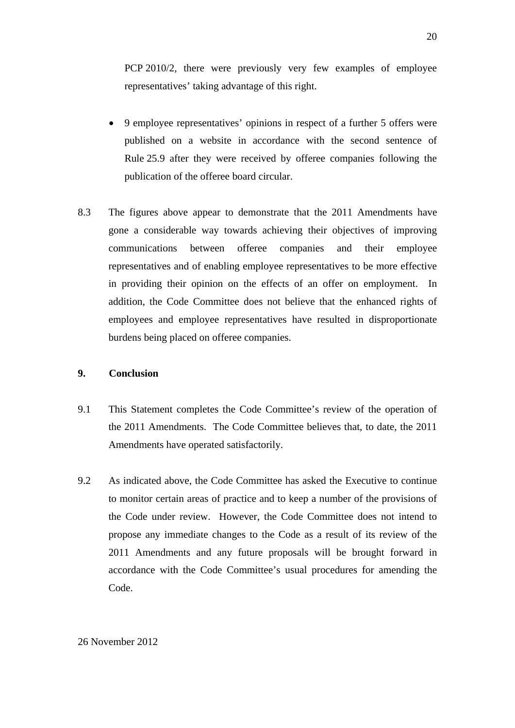PCP 2010/2, there were previously very few examples of employee representatives' taking advantage of this right.

- 9 employee representatives' opinions in respect of a further 5 offers were published on a website in accordance with the second sentence of Rule 25.9 after they were received by offeree companies following the publication of the offeree board circular.

8.3 The figures above appear to demonstrate that the 2011 Amendments have gone a considerable way towards achieving their objectives of improving communications between offeree companies and their employee representatives and of enabling employee representatives to be more effective in providing their opinion on the effects of an offer on employment. In addition, the Code Committee does not believe that the enhanced rights of employees and employee representatives have resulted in disproportionate burdens being placed on offeree companies.

## 9. Conclusion

9.1 This Statement completes the Code Committee's review of the operation of the 2011 Amendments. The Code Committee believes that, to date, the 2011 Amendments have operated satisfactorily.

9.2 As indicated above, the Code Committee has asked the Executive to continue to monitor certain areas of practice and to keep a number of the provisions of the Code under review. However, the Code Committee does not intend to propose any immediate changes to the Code as a result of its review of the 2011 Amendments and any future proposals will be brought forward in accordance with the Code Committee's usual procedures for amending the Code.

26 November 2012